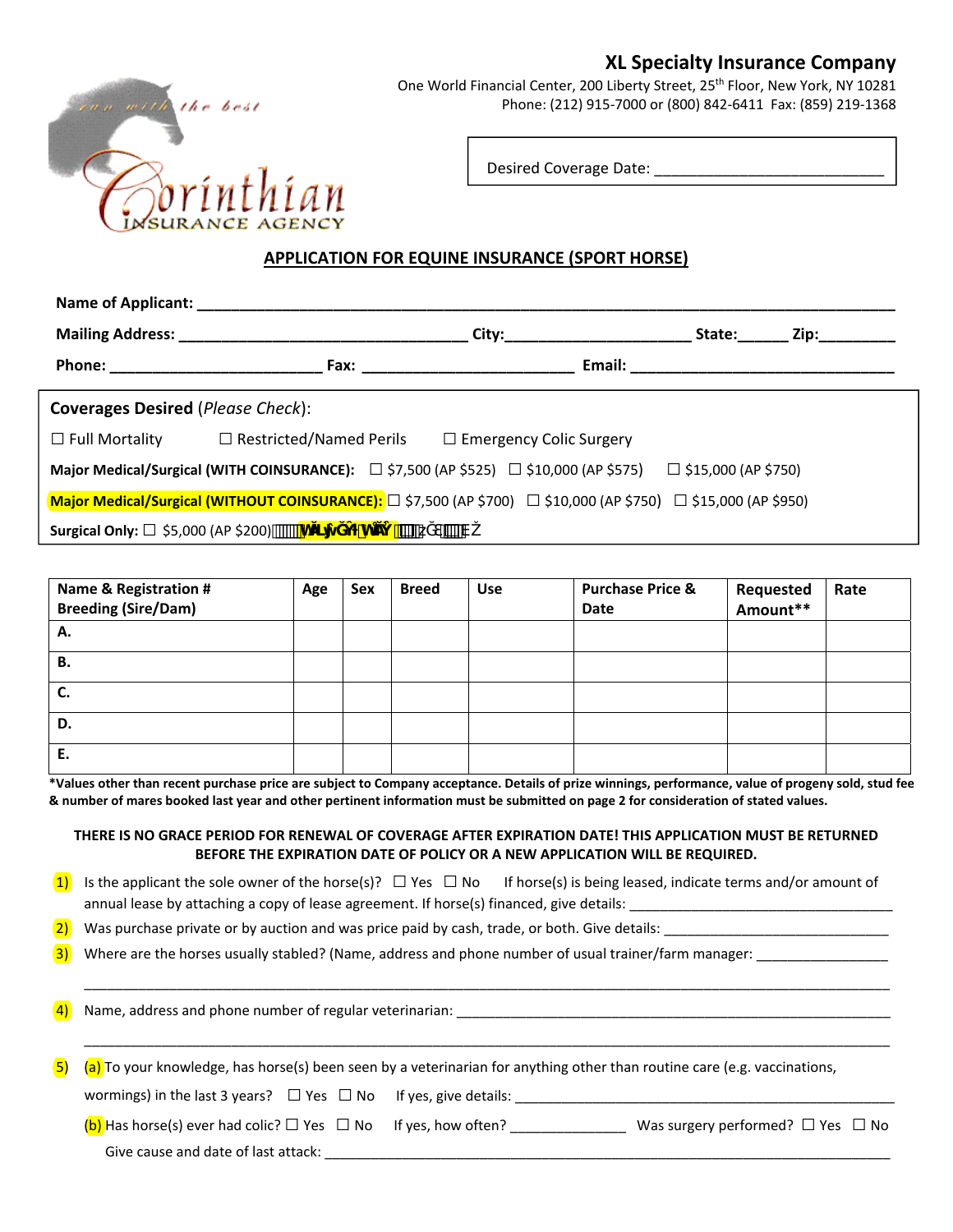# XL Specialty Insurance Company

One World Financial Center, 200 Liberty Street, 25th Floor, New York, NY 10281
Phone: (212) 915-7000 or (800) 842-6411 Fax: (859) 219-1368

run with the best
Corinthian
INSURANCE AGENCY

Desired Coverage Date: ___________________________

## APPLICATION FOR EQUINE INSURANCE (SPORT HORSE)

**Name of Applicant:** ______________________________________________________________________________

**Mailing Address:** _________________________________ **City:**_____________________ **State:**______ **Zip:**_________

**Phone:** ________________________ **Fax:** ________________________ **Email:** ______________________________

**Coverages Desired** (*Please Check*):

☐ Full Mortality ☐ Restricted/Named Perils ☐ Emergency Colic Surgery

**Major Medical/Surgical (WITH COINSURANCE):** ☐ $7,500 (AP $525) ☐ $10,000 (AP $575) ☐ $15,000 (AP $750)

**Major Medical/Surgical (WITHOUT COINSURANCE):** ☐ $7,500 (AP $700) ☐ $10,000 (AP $750) ☐ $15,000 (AP $950)

**Surgical Only:** ☐ $5,000 (AP $200)

| Name & Registration # Breeding (Sire/Dam) | Age | Sex | Breed | Use | Purchase Price & Date | Requested Amount** | Rate |
|---|---|---|---|---|---|---|---|
| A. | | | | | | | |
| B. | | | | | | | |
| C. | | | | | | | |
| D. | | | | | | | |
| E. | | | | | | | |

***Values other than recent purchase price are subject to Company acceptance. Details of prize winnings, performance, value of progeny sold, stud fee & number of mares booked last year and other pertinent information must be submitted on page 2 for consideration of stated values.**

**THERE IS NO GRACE PERIOD FOR RENEWAL OF COVERAGE AFTER EXPIRATION DATE! THIS APPLICATION MUST BE RETURNED BEFORE THE EXPIRATION DATE OF POLICY OR A NEW APPLICATION WILL BE REQUIRED.**

1) Is the applicant the sole owner of the horse(s)? ☐ Yes ☐ No If horse(s) is being leased, indicate terms and/or amount of annual lease by attaching a copy of lease agreement. If horse(s) financed, give details: ___________________________________

2) Was purchase private or by auction and was price paid by cash, trade, or both. Give details: ______________________________

3) Where are the horses usually stabled? (Name, address and phone number of usual trainer/farm manager: _________________

_____________________________________________________________________________________________________

4) Name, address and phone number of regular veterinarian: _________________________________________________________

_____________________________________________________________________________________________________

5) (a) To your knowledge, has horse(s) been seen by a veterinarian for anything other than routine care (e.g. vaccinations, wormings) in the last 3 years? ☐ Yes ☐ No If yes, give details: ____________________________________________________

(b) Has horse(s) ever had colic? ☐ Yes ☐ No If yes, how often? _______________ Was surgery performed? ☐ Yes ☐ No

Give cause and date of last attack: ___________________________________________________________________________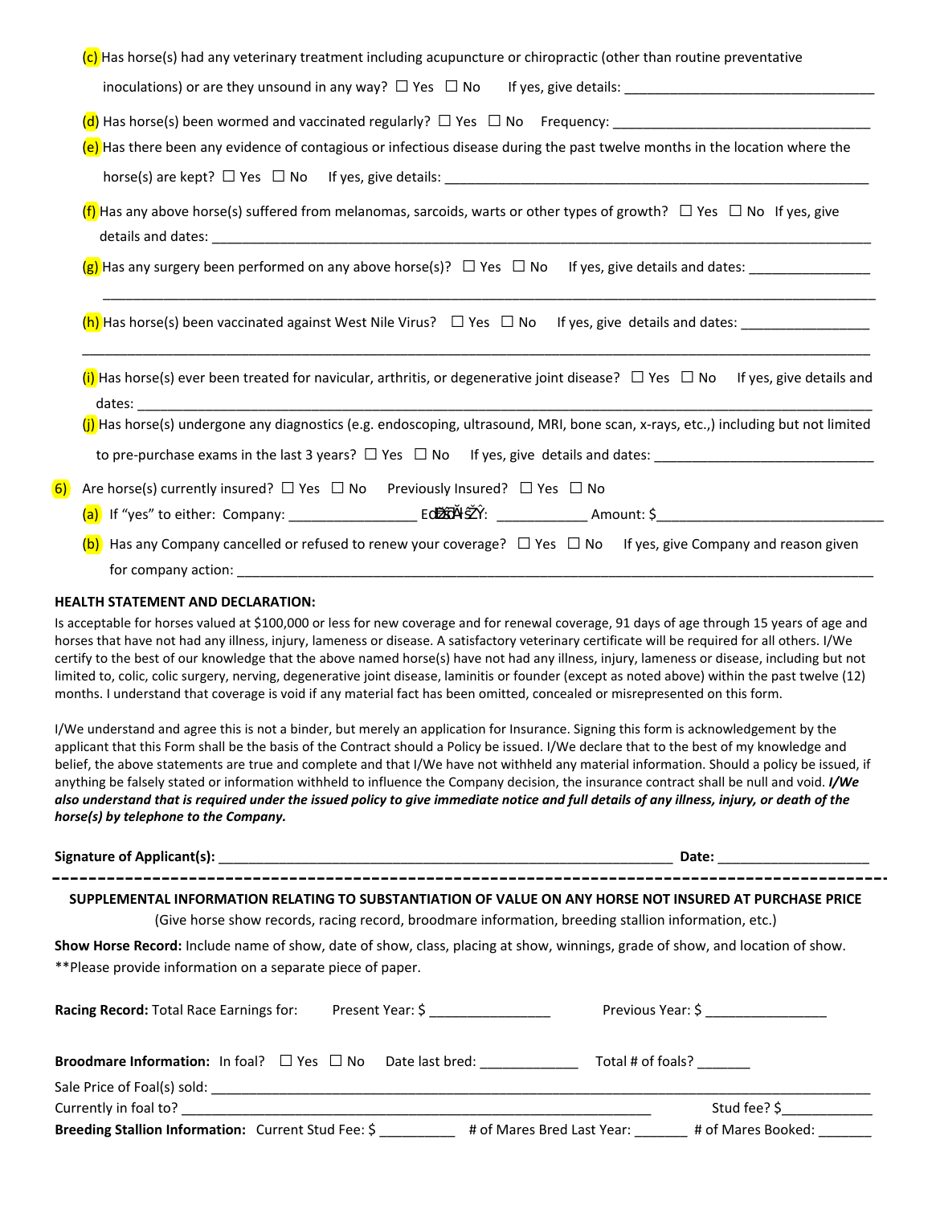(c) Has horse(s) had any veterinary treatment including acupuncture or chiropractic (other than routine preventative inoculations) or are they unsound in any way? ☐ Yes ☐ No If yes, give details: ________________________________

(d) Has horse(s) been wormed and vaccinated regularly? ☐ Yes ☐ No Frequency: ________________________________

(e) Has there been any evidence of contagious or infectious disease during the past twelve months in the location where the horse(s) are kept? ☐ Yes ☐ No If yes, give details: ________________________________

(f) Has any above horse(s) suffered from melanomas, sarcoids, warts or other types of growth? ☐ Yes ☐ No If yes, give details and dates: ________________________________

(g) Has any surgery been performed on any above horse(s)? ☐ Yes ☐ No If yes, give details and dates: ________________________________

(h) Has horse(s) been vaccinated against West Nile Virus? ☐ Yes ☐ No If yes, give details and dates: ________________________________

(i) Has horse(s) ever been treated for navicular, arthritis, or degenerative joint disease? ☐ Yes ☐ No If yes, give details and dates: ________________________________

(j) Has horse(s) undergone any diagnostics (e.g. endoscoping, ultrasound, MRI, bone scan, x-rays, etc.,) including but not limited to pre-purchase exams in the last 3 years? ☐ Yes ☐ No If yes, give details and dates: ________________________________

6) Are horse(s) currently insured? ☐ Yes ☐ No Previously Insured? ☐ Yes ☐ No

(a) If "yes" to either: Company: ________________ Expiry: ____________ Amount: $________________________________

(b) Has any Company cancelled or refused to renew your coverage? ☐ Yes ☐ No If yes, give Company and reason given for company action: ________________________________

### HEALTH STATEMENT AND DECLARATION:

Is acceptable for horses valued at $100,000 or less for new coverage and for renewal coverage, 91 days of age through 15 years of age and horses that have not had any illness, injury, lameness or disease. A satisfactory veterinary certificate will be required for all others. I/We certify to the best of our knowledge that the above named horse(s) have not had any illness, injury, lameness or disease, including but not limited to, colic, colic surgery, nerving, degenerative joint disease, laminitis or founder (except as noted above) within the past twelve (12) months. I understand that coverage is void if any material fact has been omitted, concealed or misrepresented on this form.

I/We understand and agree this is not a binder, but merely an application for Insurance. Signing this form is acknowledgement by the applicant that this Form shall be the basis of the Contract should a Policy be issued. I/We declare that to the best of my knowledge and belief, the above statements are true and complete and that I/We have not withheld any material information. Should a policy be issued, if anything be falsely stated or information withheld to influence the Company decision, the insurance contract shall be null and void. ***I/We also understand that is required under the issued policy to give immediate notice and full details of any illness, injury, or death of the horse(s) by telephone to the Company.***

**Signature of Applicant(s):** ________________________________ **Date:** ____________________

---

**SUPPLEMENTAL INFORMATION RELATING TO SUBSTANTIATION OF VALUE ON ANY HORSE NOT INSURED AT PURCHASE PRICE**

(Give horse show records, racing record, broodmare information, breeding stallion information, etc.)

**Show Horse Record:** Include name of show, date of show, class, placing at show, winnings, grade of show, and location of show.
**Please provide information on a separate piece of paper.

**Racing Record:** Total Race Earnings for: Present Year: $ ________________ Previous Year: $ ________________

**Broodmare Information:** In foal? ☐ Yes ☐ No Date last bred: _____________ Total # of foals? _______

Sale Price of Foal(s) sold: ________________________________

Currently in foal to? ________________________________ Stud fee? $____________

**Breeding Stallion Information:** Current Stud Fee: $ __________ # of Mares Bred Last Year: _______ # of Mares Booked: _______